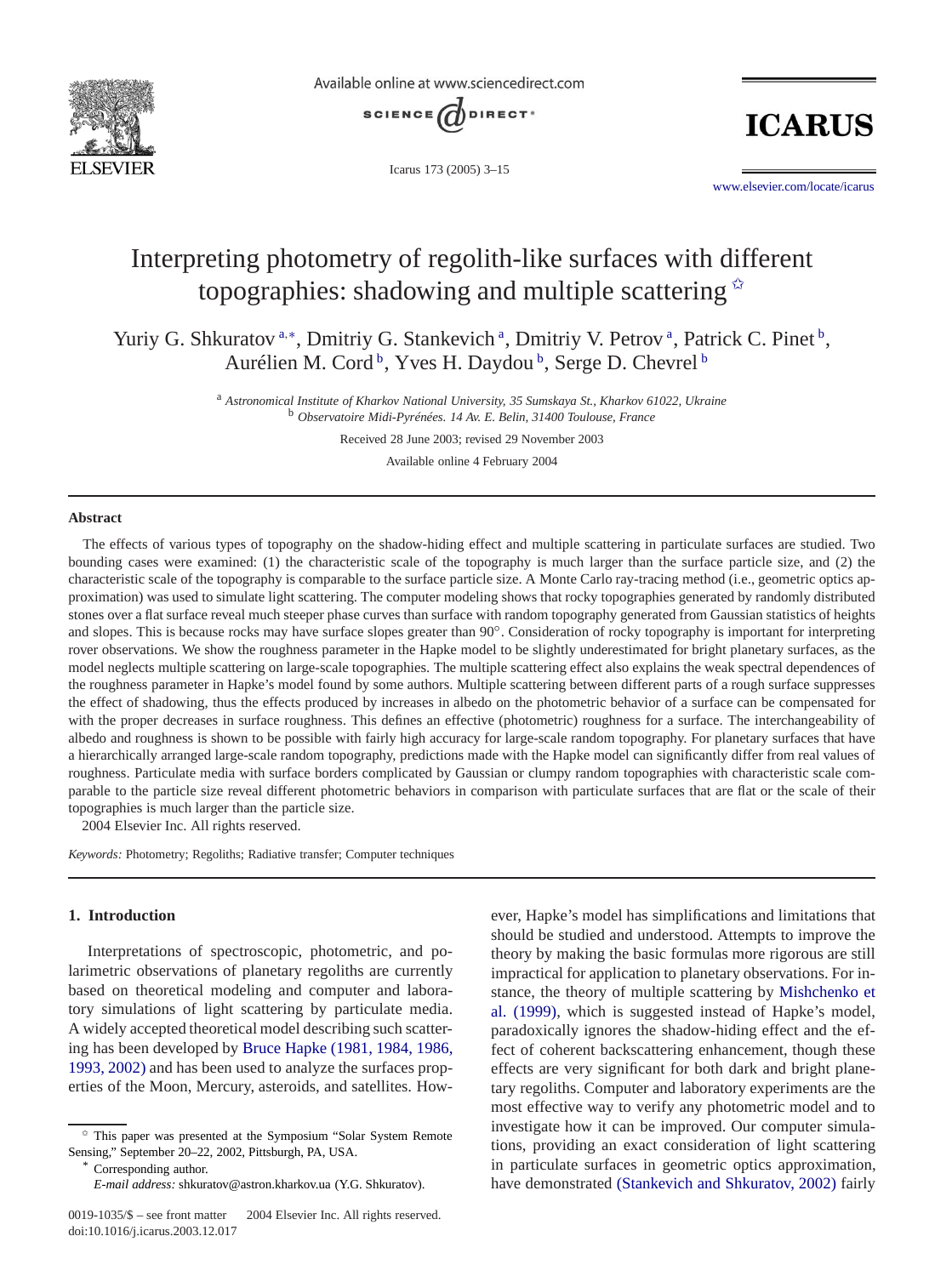# Interpreting photometry of regolith-like surfaces with different topographies: shadowing and multiple scattering [☆]

Yuriy G. Shkuratov [a,*], Dmitriy G. Stankevich [a], Dmitriy V. Petrov [a], Patrick C. Pinet [b], Aurélien M. Cord [b], Yves H. Daydou [b], Serge D. Chevrel [b]

[a] *Astronomical Institute of Kharkov National University, 35 Sumskaya St., Kharkov 61022, Ukraine*
[b] *Observatoire Midi-Pyrénées. 14 Av. E. Belin, 31400 Toulouse, France*

Received 28 June 2003; revised 29 November 2003

Available online 4 February 2004

## Abstract

The effects of various types of topography on the shadow-hiding effect and multiple scattering in particulate surfaces are studied. Two bounding cases were examined: (1) the characteristic scale of the topography is much larger than the surface particle size, and (2) the characteristic scale of the topography is comparable to the surface particle size. A Monte Carlo ray-tracing method (i.e., geometric optics approximation) was used to simulate light scattering. The computer modeling shows that rocky topographies generated by randomly distributed stones over a flat surface reveal much steeper phase curves than surface with random topography generated from Gaussian statistics of heights and slopes. This is because rocks may have surface slopes greater than 90°. Consideration of rocky topography is important for interpreting rover observations. We show the roughness parameter in the Hapke model to be slightly underestimated for bright planetary surfaces, as the model neglects multiple scattering on large-scale topographies. The multiple scattering effect also explains the weak spectral dependences of the roughness parameter in Hapke's model found by some authors. Multiple scattering between different parts of a rough surface suppresses the effect of shadowing, thus the effects produced by increases in albedo on the photometric behavior of a surface can be compensated for with the proper decreases in surface roughness. This defines an effective (photometric) roughness for a surface. The interchangeability of albedo and roughness is shown to be possible with fairly high accuracy for large-scale random topography. For planetary surfaces that have a hierarchically arranged large-scale random topography, predictions made with the Hapke model can significantly differ from real values of roughness. Particulate media with surface borders complicated by Gaussian or clumpy random topographies with characteristic scale comparable to the particle size reveal different photometric behaviors in comparison with particulate surfaces that are flat or the scale of their topographies is much larger than the particle size.

2004 Elsevier Inc. All rights reserved.

*Keywords:* Photometry; Regoliths; Radiative transfer; Computer techniques

## 1. Introduction

Interpretations of spectroscopic, photometric, and polarimetric observations of planetary regoliths are currently based on theoretical modeling and computer and laboratory simulations of light scattering by particulate media. A widely accepted theoretical model describing such scattering has been developed by Bruce Hapke (1981, 1984, 1986, 1993, 2002) and has been used to analyze the surfaces properties of the Moon, Mercury, asteroids, and satellites. However, Hapke's model has simplifications and limitations that should be studied and understood. Attempts to improve the theory by making the basic formulas more rigorous are still impractical for application to planetary observations. For instance, the theory of multiple scattering by Mishchenko et al. (1999), which is suggested instead of Hapke's model, paradoxically ignores the shadow-hiding effect and the effect of coherent backscattering enhancement, though these effects are very significant for both dark and bright planetary regoliths. Computer and laboratory experiments are the most effective way to verify any photometric model and to investigate how it can be improved. Our computer simulations, providing an exact consideration of light scattering in particulate surfaces in geometric optics approximation, have demonstrated (Stankevich and Shkuratov, 2002) fairly

[☆] This paper was presented at the Symposium "Solar System Remote Sensing," September 20–22, 2002, Pittsburgh, PA, USA.

[*] Corresponding author.
*E-mail address:* shkuratov@astron.kharkov.ua (Y.G. Shkuratov).

0019-1035/$ – see front matter 2004 Elsevier Inc. All rights reserved.
doi:10.1016/j.icarus.2003.12.017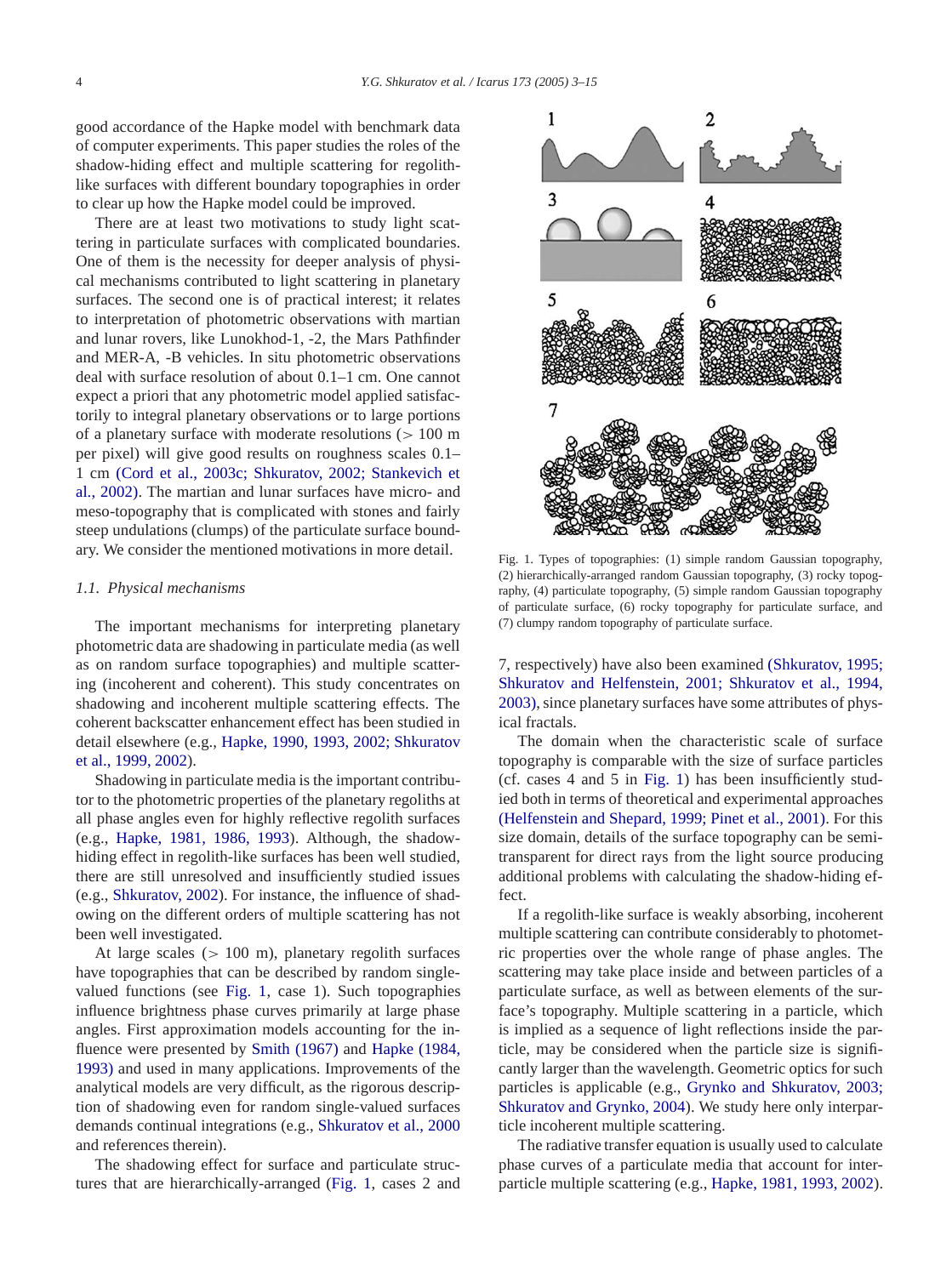good accordance of the Hapke model with benchmark data of computer experiments. This paper studies the roles of the shadow-hiding effect and multiple scattering for regolith-like surfaces with different boundary topographies in order to clear up how the Hapke model could be improved.

There are at least two motivations to study light scattering in particulate surfaces with complicated boundaries. One of them is the necessity for deeper analysis of physical mechanisms contributed to light scattering in planetary surfaces. The second one is of practical interest; it relates to interpretation of photometric observations with martian and lunar rovers, like Lunokhod-1, -2, the Mars Pathfinder and MER-A, -B vehicles. In situ photometric observations deal with surface resolution of about 0.1–1 cm. One cannot expect a priori that any photometric model applied satisfactorily to integral planetary observations or to large portions of a planetary surface with moderate resolutions (> 100 m per pixel) will give good results on roughness scales 0.1–1 cm (Cord et al., 2003c; Shkuratov, 2002; Stankevich et al., 2002). The martian and lunar surfaces have micro- and meso-topography that is complicated with stones and fairly steep undulations (clumps) of the particulate surface boundary. We consider the mentioned motivations in more detail.

### 1.1. Physical mechanisms

The important mechanisms for interpreting planetary photometric data are shadowing in particulate media (as well as on random surface topographies) and multiple scattering (incoherent and coherent). This study concentrates on shadowing and incoherent multiple scattering effects. The coherent backscatter enhancement effect has been studied in detail elsewhere (e.g., Hapke, 1990, 1993, 2002; Shkuratov et al., 1999, 2002).

Shadowing in particulate media is the important contributor to the photometric properties of the planetary regoliths at all phase angles even for highly reflective regolith surfaces (e.g., Hapke, 1981, 1986, 1993). Although, the shadow-hiding effect in regolith-like surfaces has been well studied, there are still unresolved and insufficiently studied issues (e.g., Shkuratov, 2002). For instance, the influence of shadowing on the different orders of multiple scattering has not been well investigated.

At large scales (> 100 m), planetary regolith surfaces have topographies that can be described by random single-valued functions (see Fig. 1, case 1). Such topographies influence brightness phase curves primarily at large phase angles. First approximation models accounting for the influence were presented by Smith (1967) and Hapke (1984, 1993) and used in many applications. Improvements of the analytical models are very difficult, as the rigorous description of shadowing even for random single-valued surfaces demands continual integrations (e.g., Shkuratov et al., 2000 and references therein).

The shadowing effect for surface and particulate structures that are hierarchically-arranged (Fig. 1, cases 2 and 7, respectively) have also been examined (Shkuratov, 1995; Shkuratov and Helfenstein, 2001; Shkuratov et al., 1994, 2003), since planetary surfaces have some attributes of physical fractals.

Fig. 1. Types of topographies: (1) simple random Gaussian topography, (2) hierarchically-arranged random Gaussian topography, (3) rocky topography, (4) particulate topography, (5) simple random Gaussian topography of particulate surface, (6) rocky topography for particulate surface, and (7) clumpy random topography of particulate surface.

The domain when the characteristic scale of surface topography is comparable with the size of surface particles (cf. cases 4 and 5 in Fig. 1) has been insufficiently studied both in terms of theoretical and experimental approaches (Helfenstein and Shepard, 1999; Pinet et al., 2001). For this size domain, details of the surface topography can be semi-transparent for direct rays from the light source producing additional problems with calculating the shadow-hiding effect.

If a regolith-like surface is weakly absorbing, incoherent multiple scattering can contribute considerably to photometric properties over the whole range of phase angles. The scattering may take place inside and between particles of a particulate surface, as well as between elements of the surface's topography. Multiple scattering in a particle, which is implied as a sequence of light reflections inside the particle, may be considered when the particle size is significantly larger than the wavelength. Geometric optics for such particles is applicable (e.g., Grynko and Shkuratov, 2003; Shkuratov and Grynko, 2004). We study here only interparticle incoherent multiple scattering.

The radiative transfer equation is usually used to calculate phase curves of a particulate media that account for interparticle multiple scattering (e.g., Hapke, 1981, 1993, 2002).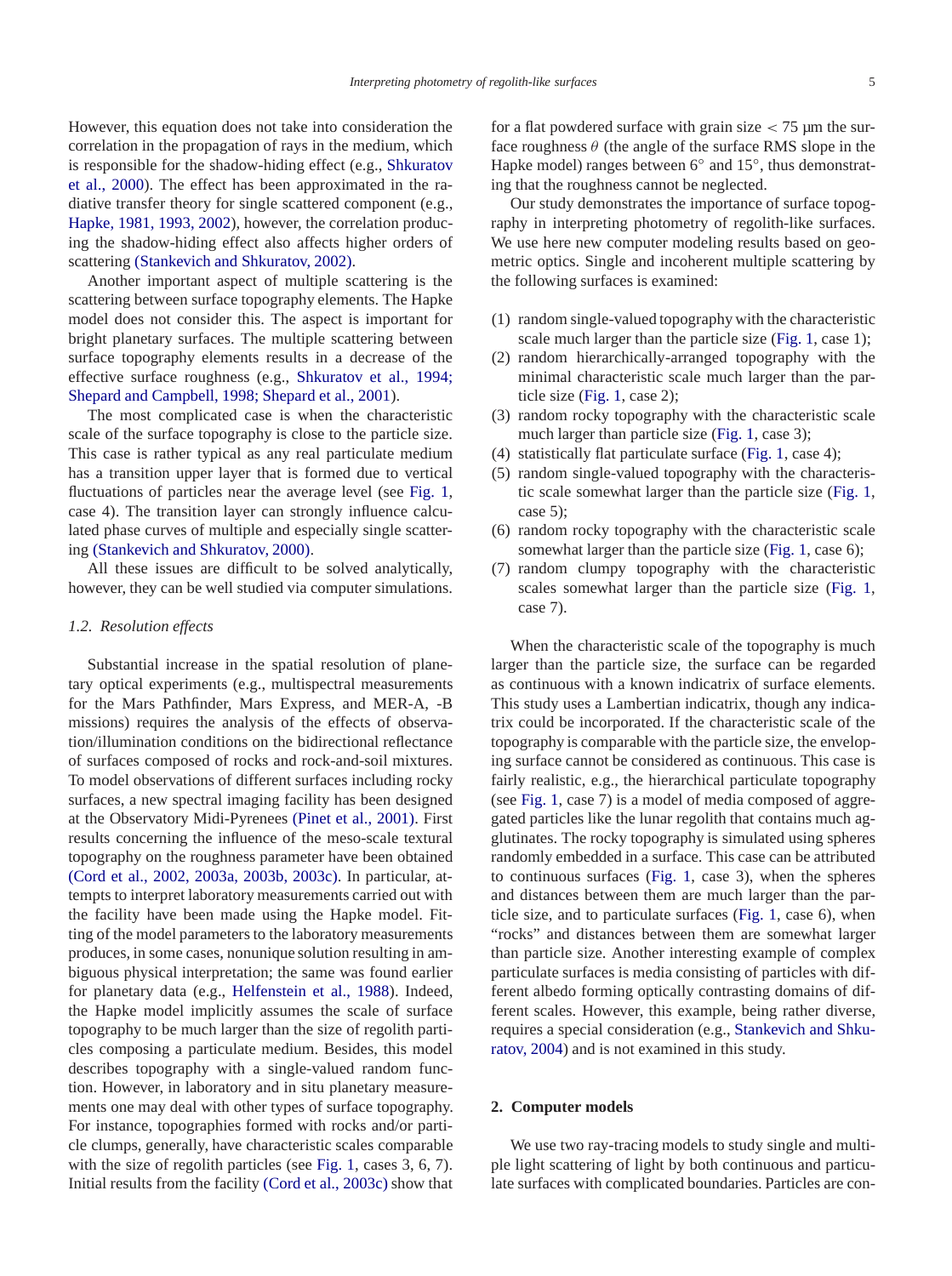However, this equation does not take into consideration the correlation in the propagation of rays in the medium, which is responsible for the shadow-hiding effect (e.g., Shkuratov et al., 2000). The effect has been approximated in the radiative transfer theory for single scattered component (e.g., Hapke, 1981, 1993, 2002), however, the correlation producing the shadow-hiding effect also affects higher orders of scattering (Stankevich and Shkuratov, 2002).

Another important aspect of multiple scattering is the scattering between surface topography elements. The Hapke model does not consider this. The aspect is important for bright planetary surfaces. The multiple scattering between surface topography elements results in a decrease of the effective surface roughness (e.g., Shkuratov et al., 1994; Shepard and Campbell, 1998; Shepard et al., 2001).

The most complicated case is when the characteristic scale of the surface topography is close to the particle size. This case is rather typical as any real particulate medium has a transition upper layer that is formed due to vertical fluctuations of particles near the average level (see Fig. 1, case 4). The transition layer can strongly influence calculated phase curves of multiple and especially single scattering (Stankevich and Shkuratov, 2000).

All these issues are difficult to be solved analytically, however, they can be well studied via computer simulations.

### 1.2. Resolution effects

Substantial increase in the spatial resolution of planetary optical experiments (e.g., multispectral measurements for the Mars Pathfinder, Mars Express, and MER-A, -B missions) requires the analysis of the effects of observation/illumination conditions on the bidirectional reflectance of surfaces composed of rocks and rock-and-soil mixtures. To model observations of different surfaces including rocky surfaces, a new spectral imaging facility has been designed at the Observatory Midi-Pyrenees (Pinet et al., 2001). First results concerning the influence of the meso-scale textural topography on the roughness parameter have been obtained (Cord et al., 2002, 2003a, 2003b, 2003c). In particular, attempts to interpret laboratory measurements carried out with the facility have been made using the Hapke model. Fitting of the model parameters to the laboratory measurements produces, in some cases, nonunique solution resulting in ambiguous physical interpretation; the same was found earlier for planetary data (e.g., Helfenstein et al., 1988). Indeed, the Hapke model implicitly assumes the scale of surface topography to be much larger than the size of regolith particles composing a particulate medium. Besides, this model describes topography with a single-valued random function. However, in laboratory and in situ planetary measurements one may deal with other types of surface topography. For instance, topographies formed with rocks and/or particle clumps, generally, have characteristic scales comparable with the size of regolith particles (see Fig. 1, cases 3, 6, 7). Initial results from the facility (Cord et al., 2003c) show that for a flat powdered surface with grain size $< 75$ μm the surface roughness $\theta$ (the angle of the surface RMS slope in the Hapke model) ranges between 6° and 15°, thus demonstrating that the roughness cannot be neglected.

Our study demonstrates the importance of surface topography in interpreting photometry of regolith-like surfaces. We use here new computer modeling results based on geometric optics. Single and incoherent multiple scattering by the following surfaces is examined:

1. random single-valued topography with the characteristic scale much larger than the particle size (Fig. 1, case 1);
2. random hierarchically-arranged topography with the minimal characteristic scale much larger than the particle size (Fig. 1, case 2);
3. random rocky topography with the characteristic scale much larger than particle size (Fig. 1, case 3);
4. statistically flat particulate surface (Fig. 1, case 4);
5. random single-valued topography with the characteristic scale somewhat larger than the particle size (Fig. 1, case 5);
6. random rocky topography with the characteristic scale somewhat larger than the particle size (Fig. 1, case 6);
7. random clumpy topography with the characteristic scales somewhat larger than the particle size (Fig. 1, case 7).

When the characteristic scale of the topography is much larger than the particle size, the surface can be regarded as continuous with a known indicatrix of surface elements. This study uses a Lambertian indicatrix, though any indicatrix could be incorporated. If the characteristic scale of the topography is comparable with the particle size, the enveloping surface cannot be considered as continuous. This case is fairly realistic, e.g., the hierarchical particulate topography (see Fig. 1, case 7) is a model of media composed of aggregated particles like the lunar regolith that contains much agglutinates. The rocky topography is simulated using spheres randomly embedded in a surface. This case can be attributed to continuous surfaces (Fig. 1, case 3), when the spheres and distances between them are much larger than the particle size, and to particulate surfaces (Fig. 1, case 6), when "rocks" and distances between them are somewhat larger than particle size. Another interesting example of complex particulate surfaces is media consisting of particles with different albedo forming optically contrasting domains of different scales. However, this example, being rather diverse, requires a special consideration (e.g., Stankevich and Shkuratov, 2004) and is not examined in this study.

## 2. Computer models

We use two ray-tracing models to study single and multiple light scattering of light by both continuous and particulate surfaces with complicated boundaries. Particles are con-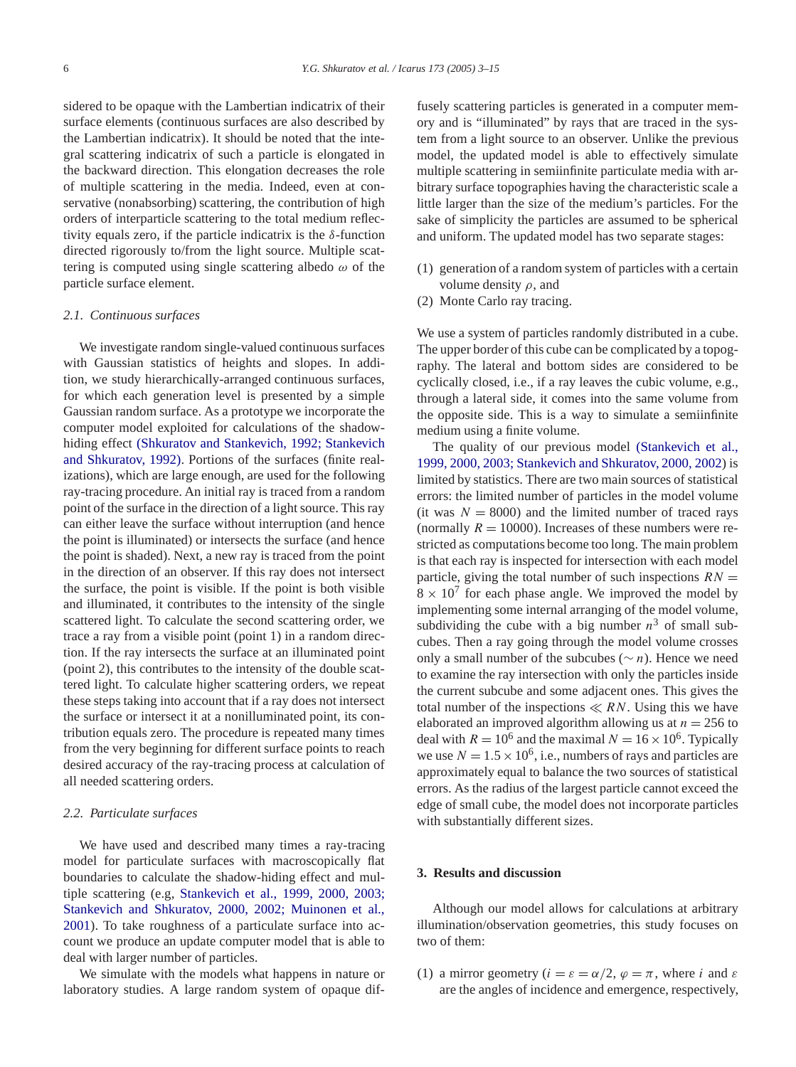sidered to be opaque with the Lambertian indicatrix of their surface elements (continuous surfaces are also described by the Lambertian indicatrix). It should be noted that the integral scattering indicatrix of such a particle is elongated in the backward direction. This elongation decreases the role of multiple scattering in the media. Indeed, even at conservative (nonabsorbing) scattering, the contribution of high orders of interparticle scattering to the total medium reflectivity equals zero, if the particle indicatrix is the $\delta$-function directed rigorously to/from the light source. Multiple scattering is computed using single scattering albedo $\omega$ of the particle surface element.

### *2.1. Continuous surfaces*

We investigate random single-valued continuous surfaces with Gaussian statistics of heights and slopes. In addition, we study hierarchically-arranged continuous surfaces, for which each generation level is presented by a simple Gaussian random surface. As a prototype we incorporate the computer model exploited for calculations of the shadow-hiding effect (Shkuratov and Stankevich, 1992; Stankevich and Shkuratov, 1992). Portions of the surfaces (finite realizations), which are large enough, are used for the following ray-tracing procedure. An initial ray is traced from a random point of the surface in the direction of a light source. This ray can either leave the surface without interruption (and hence the point is illuminated) or intersects the surface (and hence the point is shaded). Next, a new ray is traced from the point in the direction of an observer. If this ray does not intersect the surface, the point is visible. If the point is both visible and illuminated, it contributes to the intensity of the single scattered light. To calculate the second scattering order, we trace a ray from a visible point (point 1) in a random direction. If the ray intersects the surface at an illuminated point (point 2), this contributes to the intensity of the double scattered light. To calculate higher scattering orders, we repeat these steps taking into account that if a ray does not intersect the surface or intersect it at a nonilluminated point, its contribution equals zero. The procedure is repeated many times from the very beginning for different surface points to reach desired accuracy of the ray-tracing process at calculation of all needed scattering orders.

### *2.2. Particulate surfaces*

We have used and described many times a ray-tracing model for particulate surfaces with macroscopically flat boundaries to calculate the shadow-hiding effect and multiple scattering (e.g, Stankevich et al., 1999, 2000, 2003; Stankevich and Shkuratov, 2000, 2002; Muinonen et al., 2001). To take roughness of a particulate surface into account we produce an update computer model that is able to deal with larger number of particles.

We simulate with the models what happens in nature or laboratory studies. A large random system of opaque diffusely scattering particles is generated in a computer memory and is "illuminated" by rays that are traced in the system from a light source to an observer. Unlike the previous model, the updated model is able to effectively simulate multiple scattering in semiinfinite particulate media with arbitrary surface topographies having the characteristic scale a little larger than the size of the medium's particles. For the sake of simplicity the particles are assumed to be spherical and uniform. The updated model has two separate stages:

(1) generation of a random system of particles with a certain volume density $\rho$, and
(2) Monte Carlo ray tracing.

We use a system of particles randomly distributed in a cube. The upper border of this cube can be complicated by a topography. The lateral and bottom sides are considered to be cyclically closed, i.e., if a ray leaves the cubic volume, e.g., through a lateral side, it comes into the same volume from the opposite side. This is a way to simulate a semiinfinite medium using a finite volume.

The quality of our previous model (Stankevich et al., 1999, 2000, 2003; Stankevich and Shkuratov, 2000, 2002) is limited by statistics. There are two main sources of statistical errors: the limited number of particles in the model volume (it was $N = 8000$) and the limited number of traced rays (normally $R = 10000$). Increases of these numbers were restricted as computations become too long. The main problem is that each ray is inspected for intersection with each model particle, giving the total number of such inspections $RN = 8 \times 10^7$ for each phase angle. We improved the model by implementing some internal arranging of the model volume, subdividing the cube with a big number $n^3$ of small subcubes. Then a ray going through the model volume crosses only a small number of the subcubes ($\sim n$). Hence we need to examine the ray intersection with only the particles inside the current subcube and some adjacent ones. This gives the total number of the inspections $\ll RN$. Using this we have elaborated an improved algorithm allowing us at $n = 256$ to deal with $R = 10^6$ and the maximal $N = 16 \times 10^6$. Typically we use $N = 1.5 \times 10^6$, i.e., numbers of rays and particles are approximately equal to balance the two sources of statistical errors. As the radius of the largest particle cannot exceed the edge of small cube, the model does not incorporate particles with substantially different sizes.

## 3. Results and discussion

Although our model allows for calculations at arbitrary illumination/observation geometries, this study focuses on two of them:

(1) a mirror geometry ($i = \varepsilon = \alpha/2$, $\varphi = \pi$, where $i$ and $\varepsilon$ are the angles of incidence and emergence, respectively,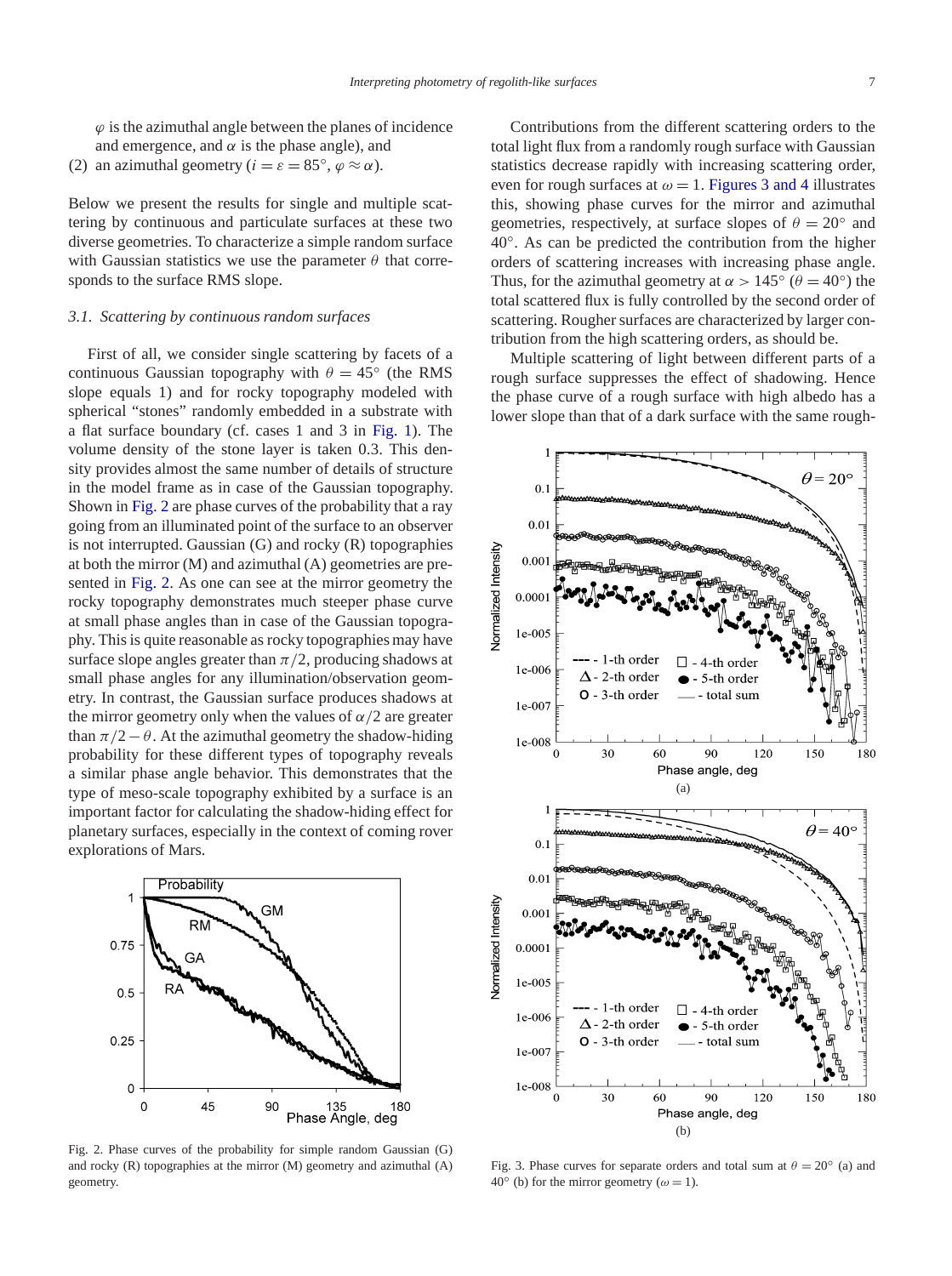$\varphi$ is the azimuthal angle between the planes of incidence and emergence, and $\alpha$ is the phase angle), and

(2) an azimuthal geometry ($i = \varepsilon = 85°$, $\varphi \approx \alpha$).

Below we present the results for single and multiple scattering by continuous and particulate surfaces at these two diverse geometries. To characterize a simple random surface with Gaussian statistics we use the parameter $\theta$ that corresponds to the surface RMS slope.

### *3.1. Scattering by continuous random surfaces*

First of all, we consider single scattering by facets of a continuous Gaussian topography with $\theta = 45°$ (the RMS slope equals 1) and for rocky topography modeled with spherical "stones" randomly embedded in a substrate with a flat surface boundary (cf. cases 1 and 3 in Fig. 1). The volume density of the stone layer is taken 0.3. This density provides almost the same number of details of structure in the model frame as in case of the Gaussian topography. Shown in Fig. 2 are phase curves of the probability that a ray going from an illuminated point of the surface to an observer is not interrupted. Gaussian (G) and rocky (R) topographies at both the mirror (M) and azimuthal (A) geometries are presented in Fig. 2. As one can see at the mirror geometry the rocky topography demonstrates much steeper phase curve at small phase angles than in case of the Gaussian topography. This is quite reasonable as rocky topographies may have surface slope angles greater than $\pi/2$, producing shadows at small phase angles for any illumination/observation geometry. In contrast, the Gaussian surface produces shadows at the mirror geometry only when the values of $\alpha/2$ are greater than $\pi/2 - \theta$. At the azimuthal geometry the shadow-hiding probability for these different types of topography reveals a similar phase angle behavior. This demonstrates that the type of meso-scale topography exhibited by a surface is an important factor for calculating the shadow-hiding effect for planetary surfaces, especially in the context of coming rover explorations of Mars.

Fig. 2. Phase curves of the probability for simple random Gaussian (G) and rocky (R) topographies at the mirror (M) geometry and azimuthal (A) geometry.

Contributions from the different scattering orders to the total light flux from a randomly rough surface with Gaussian statistics decrease rapidly with increasing scattering order, even for rough surfaces at $\omega = 1$. Figures 3 and 4 illustrates this, showing phase curves for the mirror and azimuthal geometries, respectively, at surface slopes of $\theta = 20°$ and $40°$. As can be predicted the contribution from the higher orders of scattering increases with increasing phase angle. Thus, for the azimuthal geometry at $\alpha > 145°$ ($\theta = 40°$) the total scattered flux is fully controlled by the second order of scattering. Rougher surfaces are characterized by larger contribution from the high scattering orders, as should be.

Multiple scattering of light between different parts of a rough surface suppresses the effect of shadowing. Hence the phase curve of a rough surface with high albedo has a lower slope than that of a dark surface with the same rough-

Fig. 3. Phase curves for separate orders and total sum at $\theta = 20°$ (a) and $40°$ (b) for the mirror geometry ($\omega = 1$).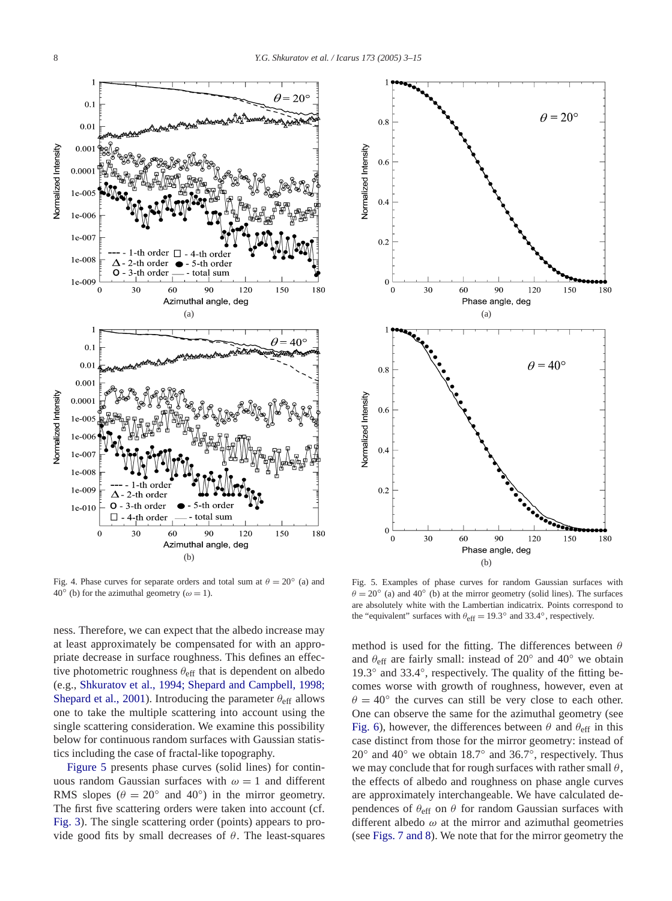Fig. 4. Phase curves for separate orders and total sum at $\theta = 20°$ (a) and $40°$ (b) for the azimuthal geometry ($\omega = 1$).

Fig. 5. Examples of phase curves for random Gaussian surfaces with $\theta = 20°$ (a) and $40°$ (b) at the mirror geometry (solid lines). The surfaces are absolutely white with the Lambertian indicatrix. Points correspond to the "equivalent" surfaces with $\theta_{\text{eff}} = 19.3°$ and $33.4°$, respectively.

ness. Therefore, we can expect that the albedo increase may at least approximately be compensated for with an appropriate decrease in surface roughness. This defines an effective photometric roughness $\theta_{\text{eff}}$ that is dependent on albedo (e.g., Shkuratov et al., 1994; Shepard and Campbell, 1998; Shepard et al., 2001). Introducing the parameter $\theta_{\text{eff}}$ allows one to take the multiple scattering into account using the single scattering consideration. We examine this possibility below for continuous random surfaces with Gaussian statistics including the case of fractal-like topography.

Figure 5 presents phase curves (solid lines) for continuous random Gaussian surfaces with $\omega = 1$ and different RMS slopes ($\theta = 20°$ and $40°$) in the mirror geometry. The first five scattering orders were taken into account (cf. Fig. 3). The single scattering order (points) appears to provide good fits by small decreases of $\theta$. The least-squares method is used for the fitting. The differences between $\theta$ and $\theta_{\text{eff}}$ are fairly small: instead of $20°$ and $40°$ we obtain $19.3°$ and $33.4°$, respectively. The quality of the fitting becomes worse with growth of roughness, however, even at $\theta = 40°$ the curves can still be very close to each other. One can observe the same for the azimuthal geometry (see Fig. 6), however, the differences between $\theta$ and $\theta_{\text{eff}}$ in this case distinct from those for the mirror geometry: instead of $20°$ and $40°$ we obtain $18.7°$ and $36.7°$, respectively. Thus we may conclude that for rough surfaces with rather small $\theta$, the effects of albedo and roughness on phase angle curves are approximately interchangeable. We have calculated dependences of $\theta_{\text{eff}}$ on $\theta$ for random Gaussian surfaces with different albedo $\omega$ at the mirror and azimuthal geometries (see Figs. 7 and 8). We note that for the mirror geometry the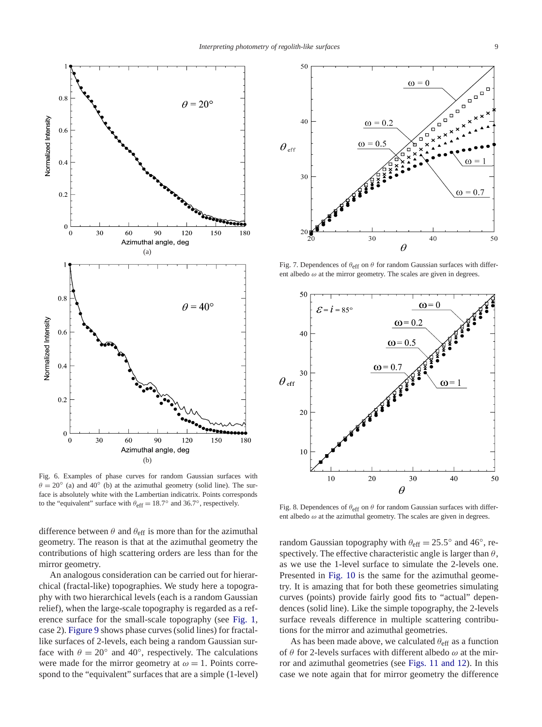Fig. 6. Examples of phase curves for random Gaussian surfaces with $\theta = 20^\circ$ (a) and $40^\circ$ (b) at the azimuthal geometry (solid line). The surface is absolutely white with the Lambertian indicatrix. Points corresponds to the "equivalent" surface with $\theta_{\mathrm{eff}} = 18.7^\circ$ and $36.7^\circ$, respectively.

Fig. 7. Dependences of $\theta_{\mathrm{eff}}$ on $\theta$ for random Gaussian surfaces with different albedo $\omega$ at the mirror geometry. The scales are given in degrees.

Fig. 8. Dependences of $\theta_{\mathrm{eff}}$ on $\theta$ for random Gaussian surfaces with different albedo $\omega$ at the azimuthal geometry. The scales are given in degrees.

difference between $\theta$ and $\theta_{\mathrm{eff}}$ is more than for the azimuthal geometry. The reason is that at the azimuthal geometry the contributions of high scattering orders are less than for the mirror geometry.

An analogous consideration can be carried out for hierarchical (fractal-like) topographies. We study here a topography with two hierarchical levels (each is a random Gaussian relief), when the large-scale topography is regarded as a reference surface for the small-scale topography (see Fig. 1, case 2). Figure 9 shows phase curves (solid lines) for fractal-like surfaces of 2-levels, each being a random Gaussian surface with $\theta = 20^\circ$ and $40^\circ$, respectively. The calculations were made for the mirror geometry at $\omega = 1$. Points correspond to the "equivalent" surfaces that are a simple (1-level) random Gaussian topography with $\theta_{\mathrm{eff}} = 25.5^\circ$ and $46^\circ$, respectively. The effective characteristic angle is larger than $\theta$, as we use the 1-level surface to simulate the 2-levels one. Presented in Fig. 10 is the same for the azimuthal geometry. It is amazing that for both these geometries simulating curves (points) provide fairly good fits to "actual" dependences (solid line). Like the simple topography, the 2-levels surface reveals difference in multiple scattering contributions for the mirror and azimuthal geometries.

As has been made above, we calculated $\theta_{\mathrm{eff}}$ as a function of $\theta$ for 2-levels surfaces with different albedo $\omega$ at the mirror and azimuthal geometries (see Figs. 11 and 12). In this case we note again that for mirror geometry the difference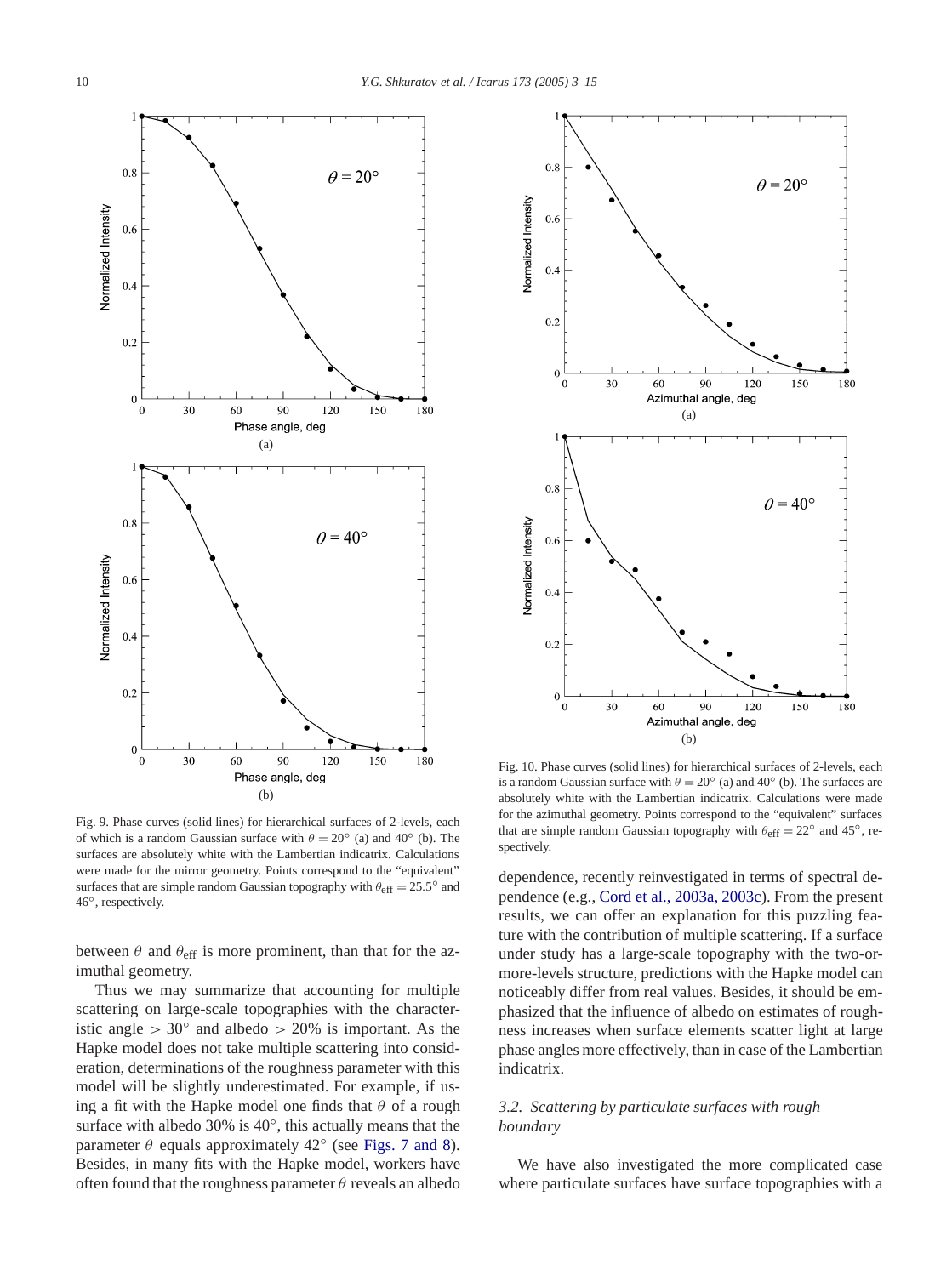Fig. 9. Phase curves (solid lines) for hierarchical surfaces of 2-levels, each of which is a random Gaussian surface with $\theta = 20^\circ$ (a) and $40^\circ$ (b). The surfaces are absolutely white with the Lambertian indicatrix. Calculations were made for the mirror geometry. Points correspond to the "equivalent" surfaces that are simple random Gaussian topography with $\theta_{\text{eff}} = 25.5^\circ$ and $46^\circ$, respectively.

Fig. 10. Phase curves (solid lines) for hierarchical surfaces of 2-levels, each is a random Gaussian surface with $\theta = 20^\circ$ (a) and $40^\circ$ (b). The surfaces are absolutely white with the Lambertian indicatrix. Calculations were made for the azimuthal geometry. Points correspond to the "equivalent" surfaces that are simple random Gaussian topography with $\theta_{\text{eff}} = 22^\circ$ and $45^\circ$, respectively.

between $\theta$ and $\theta_{\text{eff}}$ is more prominent, than that for the azimuthal geometry.

Thus we may summarize that accounting for multiple scattering on large-scale topographies with the characteristic angle $> 30^\circ$ and albedo $> 20\%$ is important. As the Hapke model does not take multiple scattering into consideration, determinations of the roughness parameter with this model will be slightly underestimated. For example, if using a fit with the Hapke model one finds that $\theta$ of a rough surface with albedo 30% is $40^\circ$, this actually means that the parameter $\theta$ equals approximately $42^\circ$ (see Figs. 7 and 8). Besides, in many fits with the Hapke model, workers have often found that the roughness parameter $\theta$ reveals an albedo dependence, recently reinvestigated in terms of spectral dependence (e.g., Cord et al., 2003a, 2003c). From the present results, we can offer an explanation for this puzzling feature with the contribution of multiple scattering. If a surface under study has a large-scale topography with the two-or-more-levels structure, predictions with the Hapke model can noticeably differ from real values. Besides, it should be emphasized that the influence of albedo on estimates of roughness increases when surface elements scatter light at large phase angles more effectively, than in case of the Lambertian indicatrix.

### *3.2. Scattering by particulate surfaces with rough boundary*

We have also investigated the more complicated case where particulate surfaces have surface topographies with a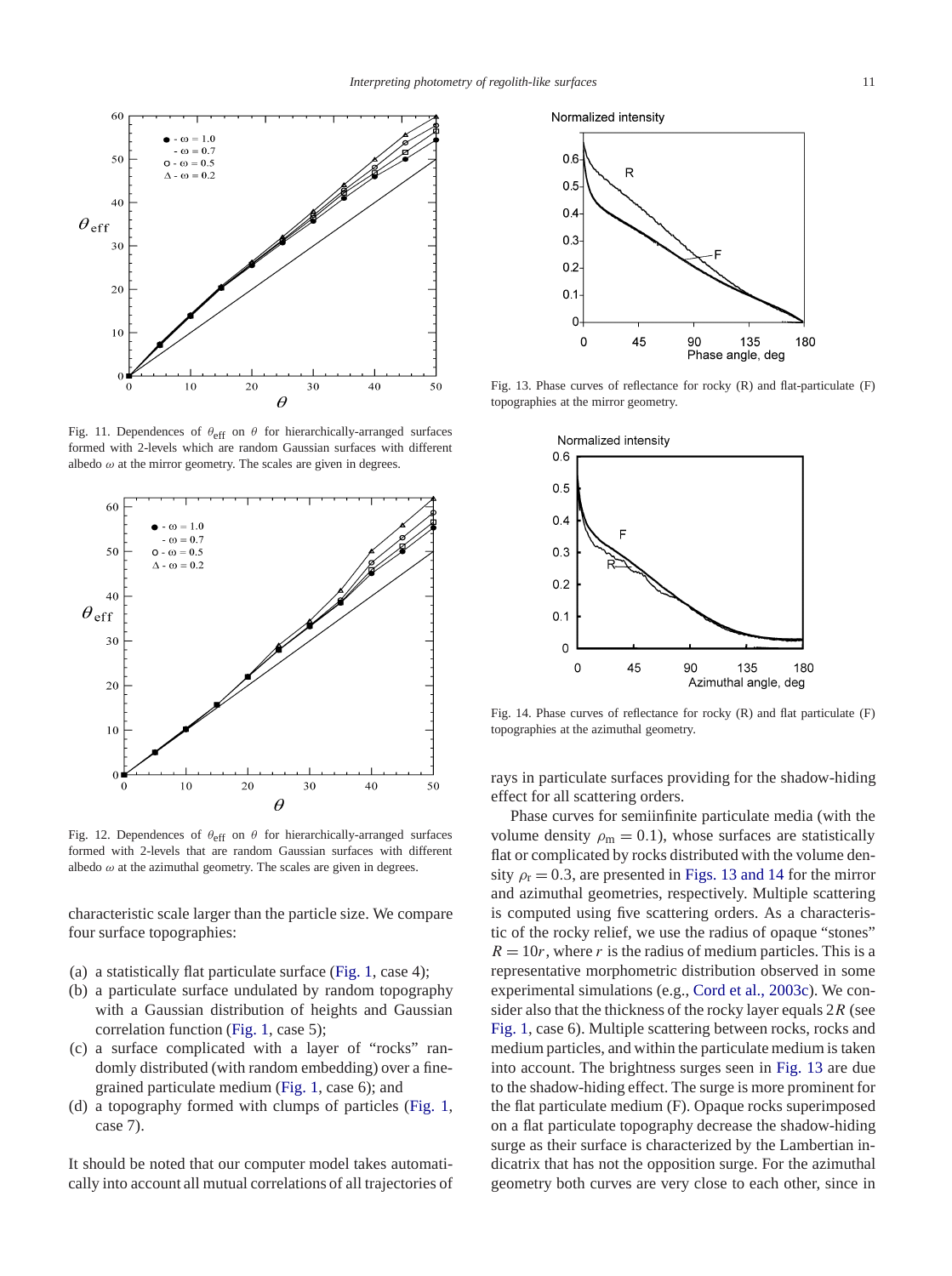Fig. 11. Dependences of $\theta_{\mathrm{eff}}$ on $\theta$ for hierarchically-arranged surfaces formed with 2-levels which are random Gaussian surfaces with different albedo $\omega$ at the mirror geometry. The scales are given in degrees.

Fig. 12. Dependences of $\theta_{\mathrm{eff}}$ on $\theta$ for hierarchically-arranged surfaces formed with 2-levels that are random Gaussian surfaces with different albedo $\omega$ at the azimuthal geometry. The scales are given in degrees.

characteristic scale larger than the particle size. We compare four surface topographies:

(a) a statistically flat particulate surface (Fig. 1, case 4);
(b) a particulate surface undulated by random topography with a Gaussian distribution of heights and Gaussian correlation function (Fig. 1, case 5);
(c) a surface complicated with a layer of "rocks" randomly distributed (with random embedding) over a fine-grained particulate medium (Fig. 1, case 6); and
(d) a topography formed with clumps of particles (Fig. 1, case 7).

It should be noted that our computer model takes automatically into account all mutual correlations of all trajectories of rays in particulate surfaces providing for the shadow-hiding effect for all scattering orders.

Fig. 13. Phase curves of reflectance for rocky (R) and flat-particulate (F) topographies at the mirror geometry.

Fig. 14. Phase curves of reflectance for rocky (R) and flat particulate (F) topographies at the azimuthal geometry.

Phase curves for semiinfinite particulate media (with the volume density $\rho_{\mathrm{m}} = 0.1$), whose surfaces are statistically flat or complicated by rocks distributed with the volume density $\rho_{\mathrm{r}} = 0.3$, are presented in Figs. 13 and 14 for the mirror and azimuthal geometries, respectively. Multiple scattering is computed using five scattering orders. As a characteristic of the rocky relief, we use the radius of opaque "stones" $R = 10r$, where $r$ is the radius of medium particles. This is a representative morphometric distribution observed in some experimental simulations (e.g., Cord et al., 2003c). We consider also that the thickness of the rocky layer equals $2R$ (see Fig. 1, case 6). Multiple scattering between rocks, rocks and medium particles, and within the particulate medium is taken into account. The brightness surges seen in Fig. 13 are due to the shadow-hiding effect. The surge is more prominent for the flat particulate medium (F). Opaque rocks superimposed on a flat particulate topography decrease the shadow-hiding surge as their surface is characterized by the Lambertian indicatrix that has not the opposition surge. For the azimuthal geometry both curves are very close to each other, since in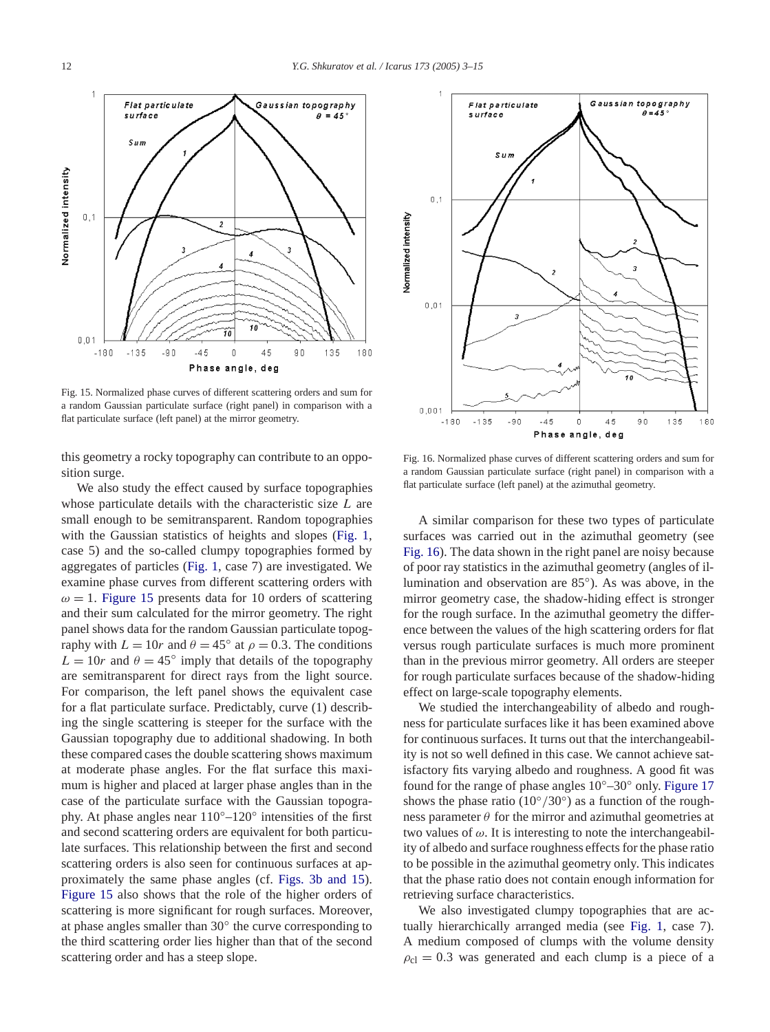Fig. 15. Normalized phase curves of different scattering orders and sum for a random Gaussian particulate surface (right panel) in comparison with a flat particulate surface (left panel) at the mirror geometry.

this geometry a rocky topography can contribute to an opposition surge.

We also study the effect caused by surface topographies whose particulate details with the characteristic size $L$ are small enough to be semitransparent. Random topographies with the Gaussian statistics of heights and slopes (Fig. 1, case 5) and the so-called clumpy topographies formed by aggregates of particles (Fig. 1, case 7) are investigated. We examine phase curves from different scattering orders with $\omega = 1$. Figure 15 presents data for 10 orders of scattering and their sum calculated for the mirror geometry. The right panel shows data for the random Gaussian particulate topography with $L = 10r$ and $\theta = 45°$ at $\rho = 0.3$. The conditions $L = 10r$ and $\theta = 45°$ imply that details of the topography are semitransparent for direct rays from the light source. For comparison, the left panel shows the equivalent case for a flat particulate surface. Predictably, curve (1) describing the single scattering is steeper for the surface with the Gaussian topography due to additional shadowing. In both these compared cases the double scattering shows maximum at moderate phase angles. For the flat surface this maximum is higher and placed at larger phase angles than in the case of the particulate surface with the Gaussian topography. At phase angles near 110°–120° intensities of the first and second scattering orders are equivalent for both particulate surfaces. This relationship between the first and second scattering orders is also seen for continuous surfaces at approximately the same phase angles (cf. Figs. 3b and 15). Figure 15 also shows that the role of the higher orders of scattering is more significant for rough surfaces. Moreover, at phase angles smaller than 30° the curve corresponding to the third scattering order lies higher than that of the second scattering order and has a steep slope.

Fig. 16. Normalized phase curves of different scattering orders and sum for a random Gaussian particulate surface (right panel) in comparison with a flat particulate surface (left panel) at the azimuthal geometry.

A similar comparison for these two types of particulate surfaces was carried out in the azimuthal geometry (see Fig. 16). The data shown in the right panel are noisy because of poor ray statistics in the azimuthal geometry (angles of illumination and observation are 85°). As was above, in the mirror geometry case, the shadow-hiding effect is stronger for the rough surface. In the azimuthal geometry the difference between the values of the high scattering orders for flat versus rough particulate surfaces is much more prominent than in the previous mirror geometry. All orders are steeper for rough particulate surfaces because of the shadow-hiding effect on large-scale topography elements.

We studied the interchangeability of albedo and roughness for particulate surfaces like it has been examined above for continuous surfaces. It turns out that the interchangeability is not so well defined in this case. We cannot achieve satisfactory fits varying albedo and roughness. A good fit was found for the range of phase angles 10°–30° only. Figure 17 shows the phase ratio (10°/30°) as a function of the roughness parameter $\theta$ for the mirror and azimuthal geometries at two values of $\omega$. It is interesting to note the interchangeability of albedo and surface roughness effects for the phase ratio to be possible in the azimuthal geometry only. This indicates that the phase ratio does not contain enough information for retrieving surface characteristics.

We also investigated clumpy topographies that are actually hierarchically arranged media (see Fig. 1, case 7). A medium composed of clumps with the volume density $\rho_{cl} = 0.3$ was generated and each clump is a piece of a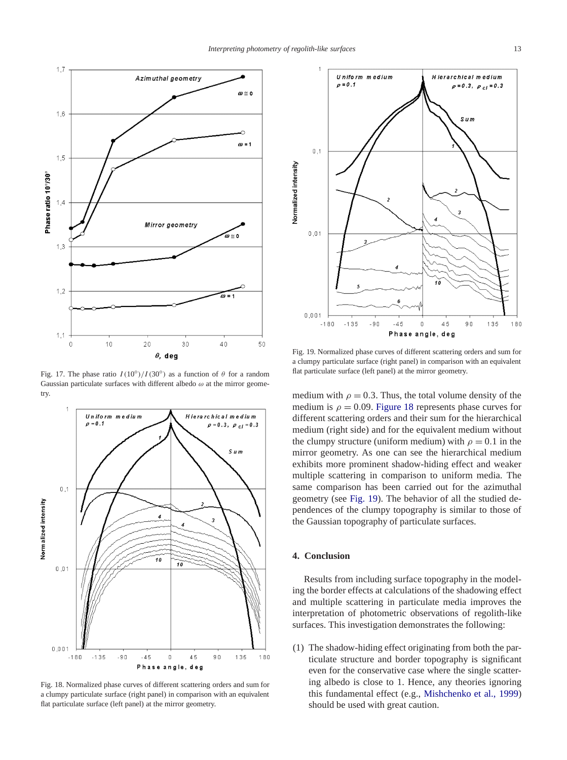Fig. 17. The phase ratio $I(10°)/I(30°)$ as a function of $\theta$ for a random Gaussian particulate surfaces with different albedo $\omega$ at the mirror geometry.

Fig. 18. Normalized phase curves of different scattering orders and sum for a clumpy particulate surface (right panel) in comparison with an equivalent flat particulate surface (left panel) at the mirror geometry.

Fig. 19. Normalized phase curves of different scattering orders and sum for a clumpy particulate surface (right panel) in comparison with an equivalent flat particulate surface (left panel) at the mirror geometry.

medium with $\rho = 0.3$. Thus, the total volume density of the medium is $\rho = 0.09$. Figure 18 represents phase curves for different scattering orders and their sum for the hierarchical medium (right side) and for the equivalent medium without the clumpy structure (uniform medium) with $\rho = 0.1$ in the mirror geometry. As one can see the hierarchical medium exhibits more prominent shadow-hiding effect and weaker multiple scattering in comparison to uniform media. The same comparison has been carried out for the azimuthal geometry (see Fig. 19). The behavior of all the studied dependences of the clumpy topography is similar to those of the Gaussian topography of particulate surfaces.

## 4. Conclusion

Results from including surface topography in the modeling the border effects at calculations of the shadowing effect and multiple scattering in particulate media improves the interpretation of photometric observations of regolith-like surfaces. This investigation demonstrates the following:

(1) The shadow-hiding effect originating from both the particulate structure and border topography is significant even for the conservative case where the single scattering albedo is close to 1. Hence, any theories ignoring this fundamental effect (e.g., Mishchenko et al., 1999) should be used with great caution.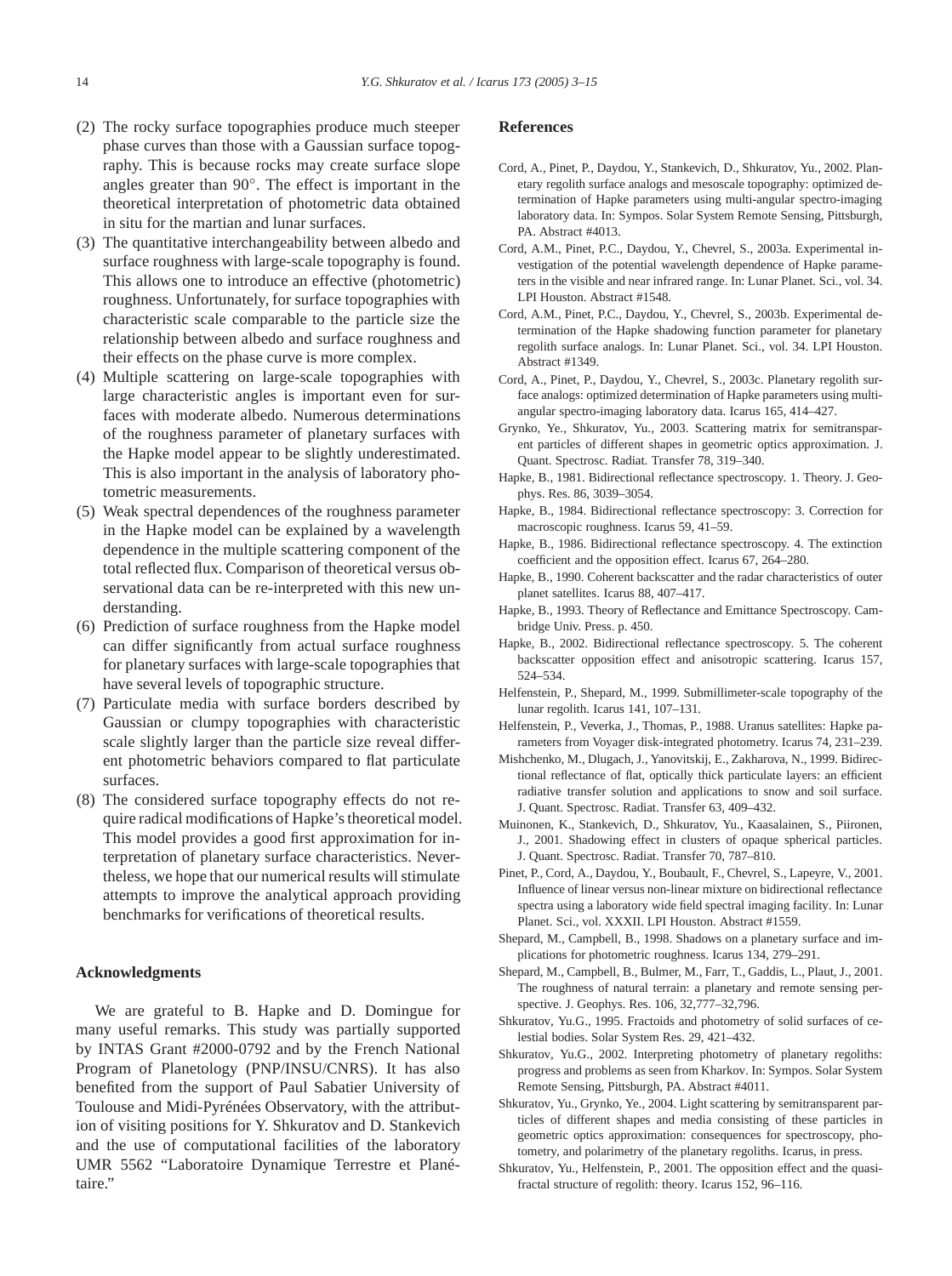(2) The rocky surface topographies produce much steeper phase curves than those with a Gaussian surface topography. This is because rocks may create surface slope angles greater than 90°. The effect is important in the theoretical interpretation of photometric data obtained in situ for the martian and lunar surfaces.
(3) The quantitative interchangeability between albedo and surface roughness with large-scale topography is found. This allows one to introduce an effective (photometric) roughness. Unfortunately, for surface topographies with characteristic scale comparable to the particle size the relationship between albedo and surface roughness and their effects on the phase curve is more complex.
(4) Multiple scattering on large-scale topographies with large characteristic angles is important even for surfaces with moderate albedo. Numerous determinations of the roughness parameter of planetary surfaces with the Hapke model appear to be slightly underestimated. This is also important in the analysis of laboratory photometric measurements.
(5) Weak spectral dependences of the roughness parameter in the Hapke model can be explained by a wavelength dependence in the multiple scattering component of the total reflected flux. Comparison of theoretical versus observational data can be re-interpreted with this new understanding.
(6) Prediction of surface roughness from the Hapke model can differ significantly from actual surface roughness for planetary surfaces with large-scale topographies that have several levels of topographic structure.
(7) Particulate media with surface borders described by Gaussian or clumpy topographies with characteristic scale slightly larger than the particle size reveal different photometric behaviors compared to flat particulate surfaces.
(8) The considered surface topography effects do not require radical modifications of Hapke's theoretical model. This model provides a good first approximation for interpretation of planetary surface characteristics. Nevertheless, we hope that our numerical results will stimulate attempts to improve the analytical approach providing benchmarks for verifications of theoretical results.

## Acknowledgments

We are grateful to B. Hapke and D. Domingue for many useful remarks. This study was partially supported by INTAS Grant #2000-0792 and by the French National Program of Planetology (PNP/INSU/CNRS). It has also benefited from the support of Paul Sabatier University of Toulouse and Midi-Pyrénées Observatory, with the attribution of visiting positions for Y. Shkuratov and D. Stankevich and the use of computational facilities of the laboratory UMR 5562 "Laboratoire Dynamique Terrestre et Planétaire."

## References

Cord, A., Pinet, P., Daydou, Y., Stankevich, D., Shkuratov, Yu., 2002. Planetary regolith surface analogs and mesoscale topography: optimized determination of Hapke parameters using multi-angular spectro-imaging laboratory data. In: Sympos. Solar System Remote Sensing, Pittsburgh, PA. Abstract #4013.

Cord, A.M., Pinet, P.C., Daydou, Y., Chevrel, S., 2003a. Experimental investigation of the potential wavelength dependence of Hapke parameters in the visible and near infrared range. In: Lunar Planet. Sci., vol. 34. LPI Houston. Abstract #1548.

Cord, A.M., Pinet, P.C., Daydou, Y., Chevrel, S., 2003b. Experimental determination of the Hapke shadowing function parameter for planetary regolith surface analogs. In: Lunar Planet. Sci., vol. 34. LPI Houston. Abstract #1349.

Cord, A., Pinet, P., Daydou, Y., Chevrel, S., 2003c. Planetary regolith surface analogs: optimized determination of Hapke parameters using multi-angular spectro-imaging laboratory data. Icarus 165, 414–427.

Grynko, Ye., Shkuratov, Yu., 2003. Scattering matrix for semitransparent particles of different shapes in geometric optics approximation. J. Quant. Spectrosc. Radiat. Transfer 78, 319–340.

Hapke, B., 1981. Bidirectional reflectance spectroscopy. 1. Theory. J. Geophys. Res. 86, 3039–3054.

Hapke, B., 1984. Bidirectional reflectance spectroscopy: 3. Correction for macroscopic roughness. Icarus 59, 41–59.

Hapke, B., 1986. Bidirectional reflectance spectroscopy. 4. The extinction coefficient and the opposition effect. Icarus 67, 264–280.

Hapke, B., 1990. Coherent backscatter and the radar characteristics of outer planet satellites. Icarus 88, 407–417.

Hapke, B., 1993. Theory of Reflectance and Emittance Spectroscopy. Cambridge Univ. Press. p. 450.

Hapke, B., 2002. Bidirectional reflectance spectroscopy. 5. The coherent backscatter opposition effect and anisotropic scattering. Icarus 157, 524–534.

Helfenstein, P., Shepard, M., 1999. Submillimeter-scale topography of the lunar regolith. Icarus 141, 107–131.

Helfenstein, P., Veverka, J., Thomas, P., 1988. Uranus satellites: Hapke parameters from Voyager disk-integrated photometry. Icarus 74, 231–239.

Mishchenko, M., Dlugach, J., Yanovitskij, E., Zakharova, N., 1999. Bidirectional reflectance of flat, optically thick particulate layers: an efficient radiative transfer solution and applications to snow and soil surface. J. Quant. Spectrosc. Radiat. Transfer 63, 409–432.

Muinonen, K., Stankevich, D., Shkuratov, Yu., Kaasalainen, S., Piironen, J., 2001. Shadowing effect in clusters of opaque spherical particles. J. Quant. Spectrosc. Radiat. Transfer 70, 787–810.

Pinet, P., Cord, A., Daydou, Y., Boubault, F., Chevrel, S., Lapeyre, V., 2001. Influence of linear versus non-linear mixture on bidirectional reflectance spectra using a laboratory wide field spectral imaging facility. In: Lunar Planet. Sci., vol. XXXII. LPI Houston. Abstract #1559.

Shepard, M., Campbell, B., 1998. Shadows on a planetary surface and implications for photometric roughness. Icarus 134, 279–291.

Shepard, M., Campbell, B., Bulmer, M., Farr, T., Gaddis, L., Plaut, J., 2001. The roughness of natural terrain: a planetary and remote sensing perspective. J. Geophys. Res. 106, 32,777–32,796.

Shkuratov, Yu.G., 1995. Fractoids and photometry of solid surfaces of celestial bodies. Solar System Res. 29, 421–432.

Shkuratov, Yu.G., 2002. Interpreting photometry of planetary regoliths: progress and problems as seen from Kharkov. In: Sympos. Solar System Remote Sensing, Pittsburgh, PA. Abstract #4011.

Shkuratov, Yu., Grynko, Ye., 2004. Light scattering by semitransparent particles of different shapes and media consisting of these particles in geometric optics approximation: consequences for spectroscopy, photometry, and polarimetry of the planetary regoliths. Icarus, in press.

Shkuratov, Yu., Helfenstein, P., 2001. The opposition effect and the quasi-fractal structure of regolith: theory. Icarus 152, 96–116.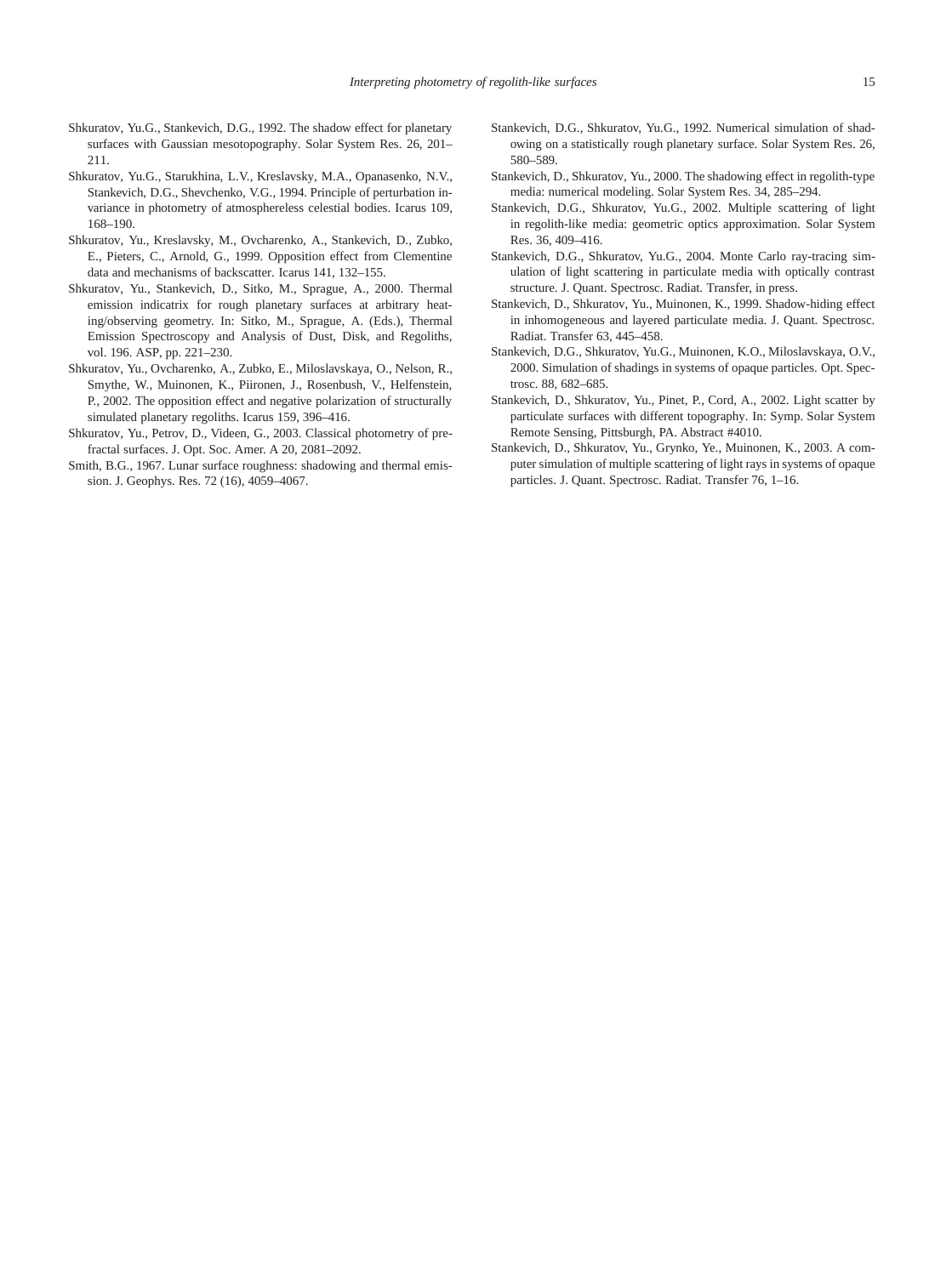Shkuratov, Yu.G., Stankevich, D.G., 1992. The shadow effect for planetary surfaces with Gaussian mesotopography. Solar System Res. 26, 201–211.

Shkuratov, Yu.G., Starukhina, L.V., Kreslavsky, M.A., Opanasenko, N.V., Stankevich, D.G., Shevchenko, V.G., 1994. Principle of perturbation invariance in photometry of atmosphereless celestial bodies. Icarus 109, 168–190.

Shkuratov, Yu., Kreslavsky, M., Ovcharenko, A., Stankevich, D., Zubko, E., Pieters, C., Arnold, G., 1999. Opposition effect from Clementine data and mechanisms of backscatter. Icarus 141, 132–155.

Shkuratov, Yu., Stankevich, D., Sitko, M., Sprague, A., 2000. Thermal emission indicatrix for rough planetary surfaces at arbitrary heating/observing geometry. In: Sitko, M., Sprague, A. (Eds.), Thermal Emission Spectroscopy and Analysis of Dust, Disk, and Regoliths, vol. 196. ASP, pp. 221–230.

Shkuratov, Yu., Ovcharenko, A., Zubko, E., Miloslavskaya, O., Nelson, R., Smythe, W., Muinonen, K., Piironen, J., Rosenbush, V., Helfenstein, P., 2002. The opposition effect and negative polarization of structurally simulated planetary regoliths. Icarus 159, 396–416.

Shkuratov, Yu., Petrov, D., Videen, G., 2003. Classical photometry of prefractal surfaces. J. Opt. Soc. Amer. A 20, 2081–2092.

Smith, B.G., 1967. Lunar surface roughness: shadowing and thermal emission. J. Geophys. Res. 72 (16), 4059–4067.

Stankevich, D.G., Shkuratov, Yu.G., 1992. Numerical simulation of shadowing on a statistically rough planetary surface. Solar System Res. 26, 580–589.

Stankevich, D., Shkuratov, Yu., 2000. The shadowing effect in regolith-type media: numerical modeling. Solar System Res. 34, 285–294.

Stankevich, D.G., Shkuratov, Yu.G., 2002. Multiple scattering of light in regolith-like media: geometric optics approximation. Solar System Res. 36, 409–416.

Stankevich, D.G., Shkuratov, Yu.G., 2004. Monte Carlo ray-tracing simulation of light scattering in particulate media with optically contrast structure. J. Quant. Spectrosc. Radiat. Transfer, in press.

Stankevich, D., Shkuratov, Yu., Muinonen, K., 1999. Shadow-hiding effect in inhomogeneous and layered particulate media. J. Quant. Spectrosc. Radiat. Transfer 63, 445–458.

Stankevich, D.G., Shkuratov, Yu.G., Muinonen, K.O., Miloslavskaya, O.V., 2000. Simulation of shadings in systems of opaque particles. Opt. Spectrosc. 88, 682–685.

Stankevich, D., Shkuratov, Yu., Pinet, P., Cord, A., 2002. Light scatter by particulate surfaces with different topography. In: Symp. Solar System Remote Sensing, Pittsburgh, PA. Abstract #4010.

Stankevich, D., Shkuratov, Yu., Grynko, Ye., Muinonen, K., 2003. A computer simulation of multiple scattering of light rays in systems of opaque particles. J. Quant. Spectrosc. Radiat. Transfer 76, 1–16.